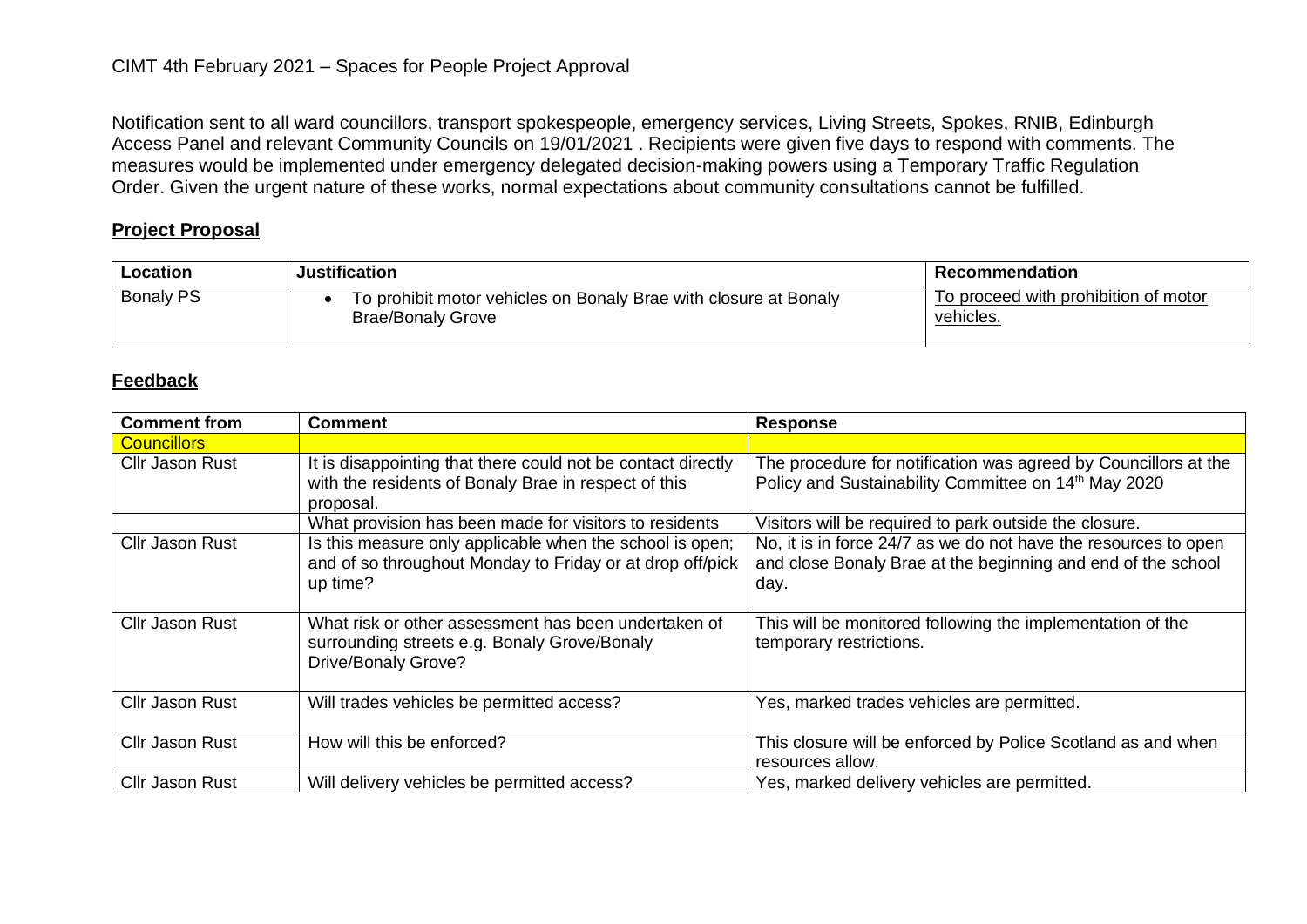CIMT 4th February 2021 – Spaces for People Project Approval

Notification sent to all ward councillors, transport spokespeople, emergency services, Living Streets, Spokes, RNIB, Edinburgh Access Panel and relevant Community Councils on 19/01/2021 . Recipients were given five days to respond with comments. The measures would be implemented under emergency delegated decision-making powers using a Temporary Traffic Regulation Order. Given the urgent nature of these works, normal expectations about community consultations cannot be fulfilled.

## Project Proposal

| Location | Justification | Recommendation |
|---|---|---|
| Bonaly PS | • To prohibit motor vehicles on Bonaly Brae with closure at Bonaly Brae/Bonaly Grove | To proceed with prohibition of motor vehicles. |

## Feedback

| Comment from | Comment | Response |
|---|---|---|
| **Councillors** | | |
| Cllr Jason Rust | It is disappointing that there could not be contact directly with the residents of Bonaly Brae in respect of this proposal. | The procedure for notification was agreed by Councillors at the Policy and Sustainability Committee on 14th May 2020 |
| | What provision has been made for visitors to residents | Visitors will be required to park outside the closure. |
| Cllr Jason Rust | Is this measure only applicable when the school is open; and of so throughout Monday to Friday or at drop off/pick up time? | No, it is in force 24/7 as we do not have the resources to open and close Bonaly Brae at the beginning and end of the school day. |
| Cllr Jason Rust | What risk or other assessment has been undertaken of surrounding streets e.g. Bonaly Grove/Bonaly Drive/Bonaly Grove? | This will be monitored following the implementation of the temporary restrictions. |
| Cllr Jason Rust | Will trades vehicles be permitted access? | Yes, marked trades vehicles are permitted. |
| Cllr Jason Rust | How will this be enforced? | This closure will be enforced by Police Scotland as and when resources allow. |
| Cllr Jason Rust | Will delivery vehicles be permitted access? | Yes, marked delivery vehicles are permitted. |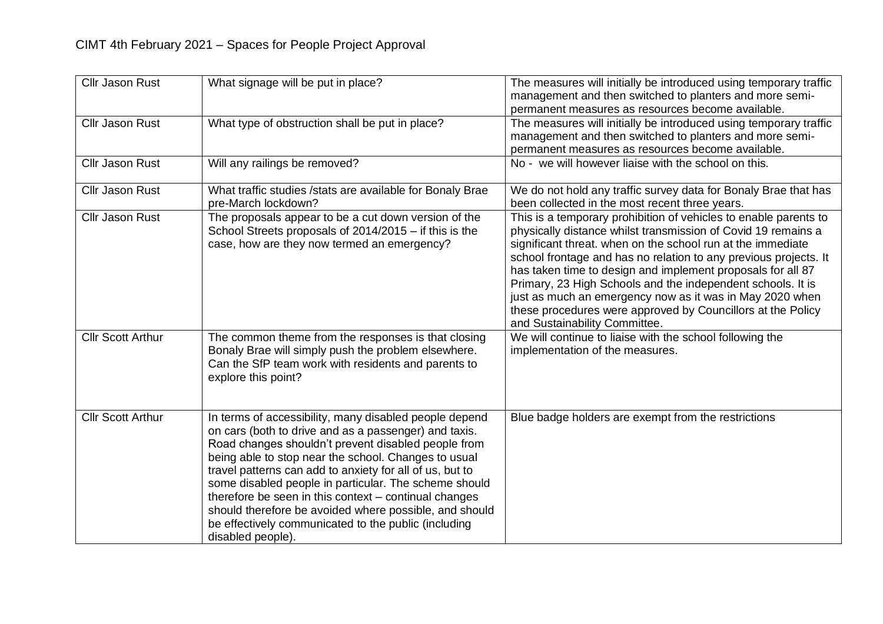CIMT 4th February 2021 – Spaces for People Project Approval

| | | |
|---|---|---|
| Cllr Jason Rust | What signage will be put in place? | The measures will initially be introduced using temporary traffic management and then switched to planters and more semi-permanent measures as resources become available. |
| Cllr Jason Rust | What type of obstruction shall be put in place? | The measures will initially be introduced using temporary traffic management and then switched to planters and more semi-permanent measures as resources become available. |
| Cllr Jason Rust | Will any railings be removed? | No - we will however liaise with the school on this. |
| Cllr Jason Rust | What traffic studies /stats are available for Bonaly Brae pre-March lockdown? | We do not hold any traffic survey data for Bonaly Brae that has been collected in the most recent three years. |
| Cllr Jason Rust | The proposals appear to be a cut down version of the School Streets proposals of 2014/2015 – if this is the case, how are they now termed an emergency? | This is a temporary prohibition of vehicles to enable parents to physically distance whilst transmission of Covid 19 remains a significant threat. when on the school run at the immediate school frontage and has no relation to any previous projects. It has taken time to design and implement proposals for all 87 Primary, 23 High Schools and the independent schools. It is just as much an emergency now as it was in May 2020 when these procedures were approved by Councillors at the Policy and Sustainability Committee. |
| Cllr Scott Arthur | The common theme from the responses is that closing Bonaly Brae will simply push the problem elsewhere. Can the SfP team work with residents and parents to explore this point? | We will continue to liaise with the school following the implementation of the measures. |
| Cllr Scott Arthur | In terms of accessibility, many disabled people depend on cars (both to drive and as a passenger) and taxis. Road changes shouldn't prevent disabled people from being able to stop near the school. Changes to usual travel patterns can add to anxiety for all of us, but to some disabled people in particular. The scheme should therefore be seen in this context – continual changes should therefore be avoided where possible, and should be effectively communicated to the public (including disabled people). | Blue badge holders are exempt from the restrictions |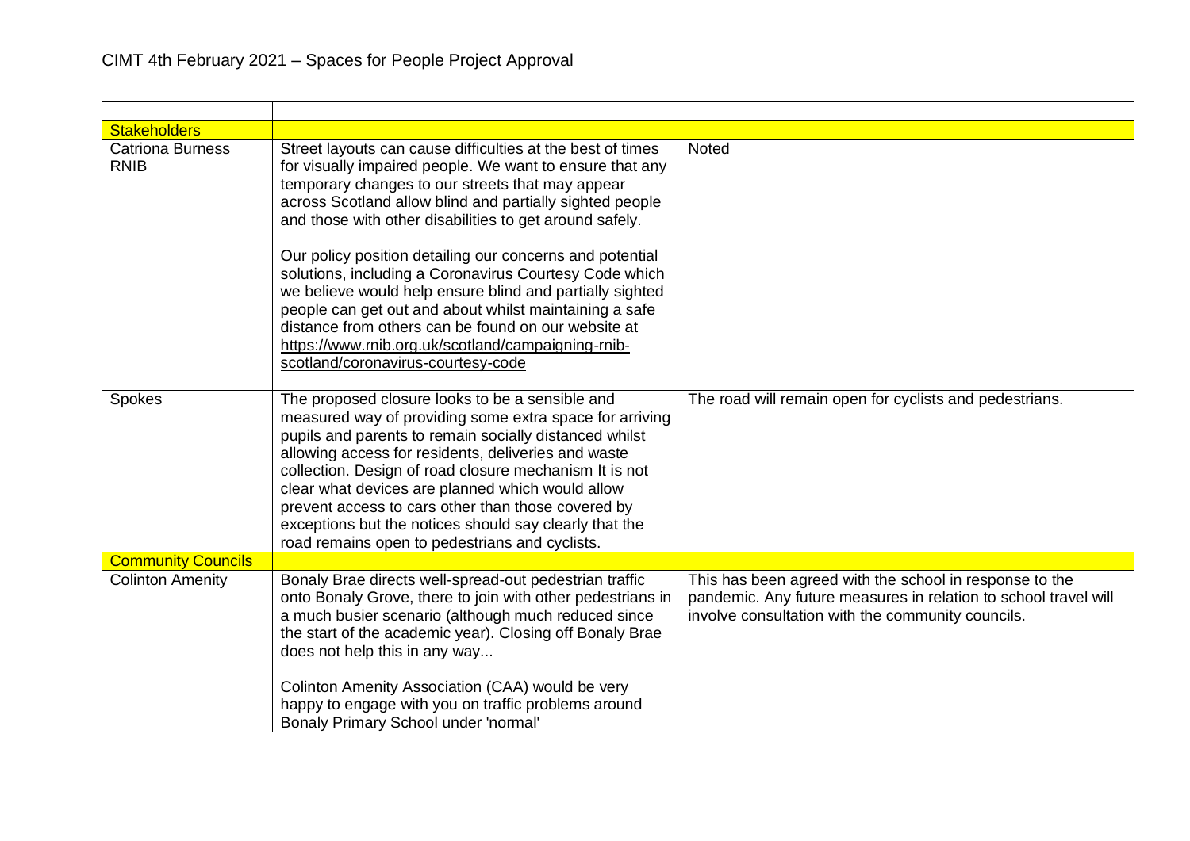# CIMT 4th February 2021 – Spaces for People Project Approval

| | | |
|---|---|---|
| **Stakeholders** | | |
| Catriona Burness RNIB | Street layouts can cause difficulties at the best of times for visually impaired people. We want to ensure that any temporary changes to our streets that may appear across Scotland allow blind and partially sighted people and those with other disabilities to get around safely.<br><br>Our policy position detailing our concerns and potential solutions, including a Coronavirus Courtesy Code which we believe would help ensure blind and partially sighted people can get out and about whilst maintaining a safe distance from others can be found on our website at https://www.rnib.org.uk/scotland/campaigning-rnib-scotland/coronavirus-courtesy-code | Noted |
| Spokes | The proposed closure looks to be a sensible and measured way of providing some extra space for arriving pupils and parents to remain socially distanced whilst allowing access for residents, deliveries and waste collection. Design of road closure mechanism It is not clear what devices are planned which would allow prevent access to cars other than those covered by exceptions but the notices should say clearly that the road remains open to pedestrians and cyclists. | The road will remain open for cyclists and pedestrians. |
| **Community Councils** | | |
| Colinton Amenity | Bonaly Brae directs well-spread-out pedestrian traffic onto Bonaly Grove, there to join with other pedestrians in a much busier scenario (although much reduced since the start of the academic year). Closing off Bonaly Brae does not help this in any way...<br><br>Colinton Amenity Association (CAA) would be very happy to engage with you on traffic problems around Bonaly Primary School under 'normal' | This has been agreed with the school in response to the pandemic. Any future measures in relation to school travel will involve consultation with the community councils. |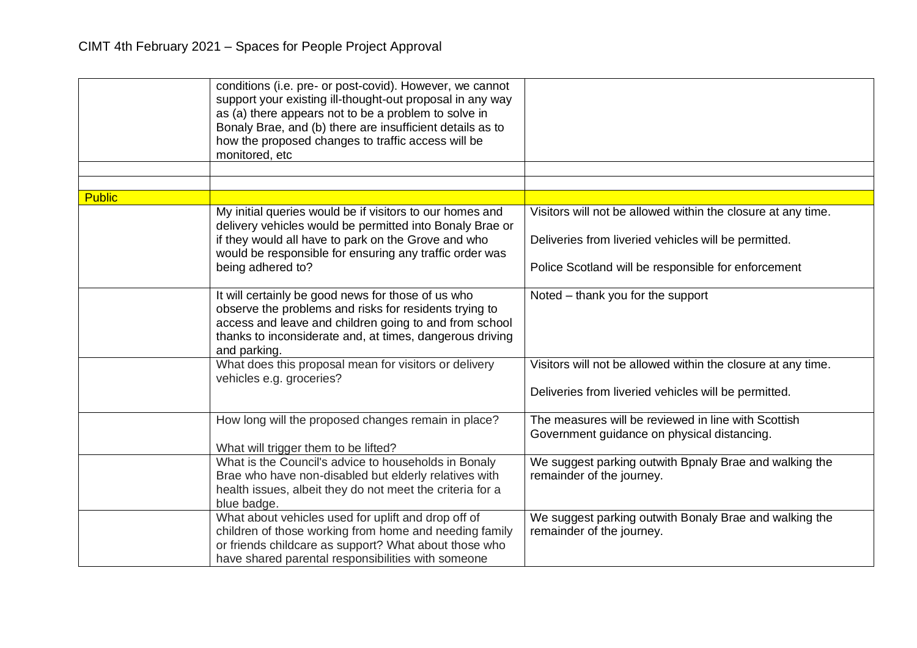| | | |
|---|---|---|
| | conditions (i.e. pre- or post-covid). However, we cannot support your existing ill-thought-out proposal in any way as (a) there appears not to be a problem to solve in Bonaly Brae, and (b) there are insufficient details as to how the proposed changes to traffic access will be monitored, etc | |
| | | |
| | | |
| **Public** | | |
| | My initial queries would be if visitors to our homes and delivery vehicles would be permitted into Bonaly Brae or if they would all have to park on the Grove and who would be responsible for ensuring any traffic order was being adhered to? | Visitors will not be allowed within the closure at any time.<br><br>Deliveries from liveried vehicles will be permitted.<br><br>Police Scotland will be responsible for enforcement |
| | It will certainly be good news for those of us who observe the problems and risks for residents trying to access and leave and children going to and from school thanks to inconsiderate and, at times, dangerous driving and parking. | Noted – thank you for the support |
| | What does this proposal mean for visitors or delivery vehicles e.g. groceries? | Visitors will not be allowed within the closure at any time.<br><br>Deliveries from liveried vehicles will be permitted. |
| | How long will the proposed changes remain in place?<br><br>What will trigger them to be lifted? | The measures will be reviewed in line with Scottish Government guidance on physical distancing. |
| | What is the Council's advice to households in Bonaly Brae who have non-disabled but elderly relatives with health issues, albeit they do not meet the criteria for a blue badge. | We suggest parking outwith Bpnaly Brae and walking the remainder of the journey. |
| | What about vehicles used for uplift and drop off of children of those working from home and needing family or friends childcare as support? What about those who have shared parental responsibilities with someone | We suggest parking outwith Bonaly Brae and walking the remainder of the journey. |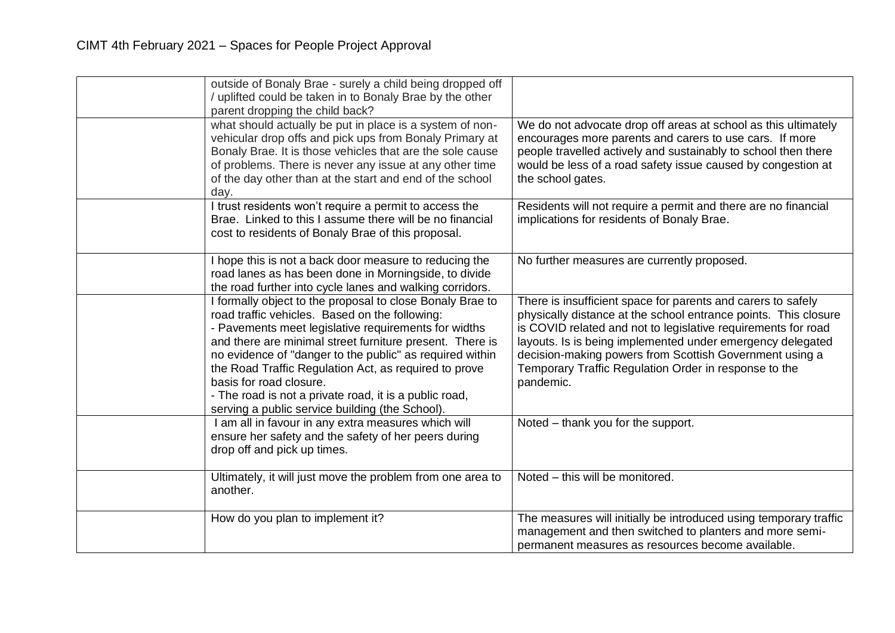| | | |
|---|---|---|
| | outside of Bonaly Brae - surely a child being dropped off / uplifted could be taken in to Bonaly Brae by the other parent dropping the child back? | |
| | what should actually be put in place is a system of non-vehicular drop offs and pick ups from Bonaly Primary at Bonaly Brae. It is those vehicles that are the sole cause of problems. There is never any issue at any other time of the day other than at the start and end of the school day. | We do not advocate drop off areas at school as this ultimately encourages more parents and carers to use cars. If more people travelled actively and sustainably to school then there would be less of a road safety issue caused by congestion at the school gates. |
| | I trust residents won't require a permit to access the Brae. Linked to this I assume there will be no financial cost to residents of Bonaly Brae of this proposal. | Residents will not require a permit and there are no financial implications for residents of Bonaly Brae. |
| | I hope this is not a back door measure to reducing the road lanes as has been done in Morningside, to divide the road further into cycle lanes and walking corridors. | No further measures are currently proposed. |
| | I formally object to the proposal to close Bonaly Brae to road traffic vehicles. Based on the following:<br>- Pavements meet legislative requirements for widths and there are minimal street furniture present. There is no evidence of "danger to the public" as required within the Road Traffic Regulation Act, as required to prove basis for road closure.<br>- The road is not a private road, it is a public road, serving a public service building (the School). | There is insufficient space for parents and carers to safely physically distance at the school entrance points. This closure is COVID related and not to legislative requirements for road layouts. Is is being implemented under emergency delegated decision-making powers from Scottish Government using a Temporary Traffic Regulation Order in response to the pandemic. |
| | I am all in favour in any extra measures which will ensure her safety and the safety of her peers during drop off and pick up times. | Noted – thank you for the support. |
| | Ultimately, it will just move the problem from one area to another. | Noted – this will be monitored. |
| | How do you plan to implement it? | The measures will initially be introduced using temporary traffic management and then switched to planters and more semi-permanent measures as resources become available. |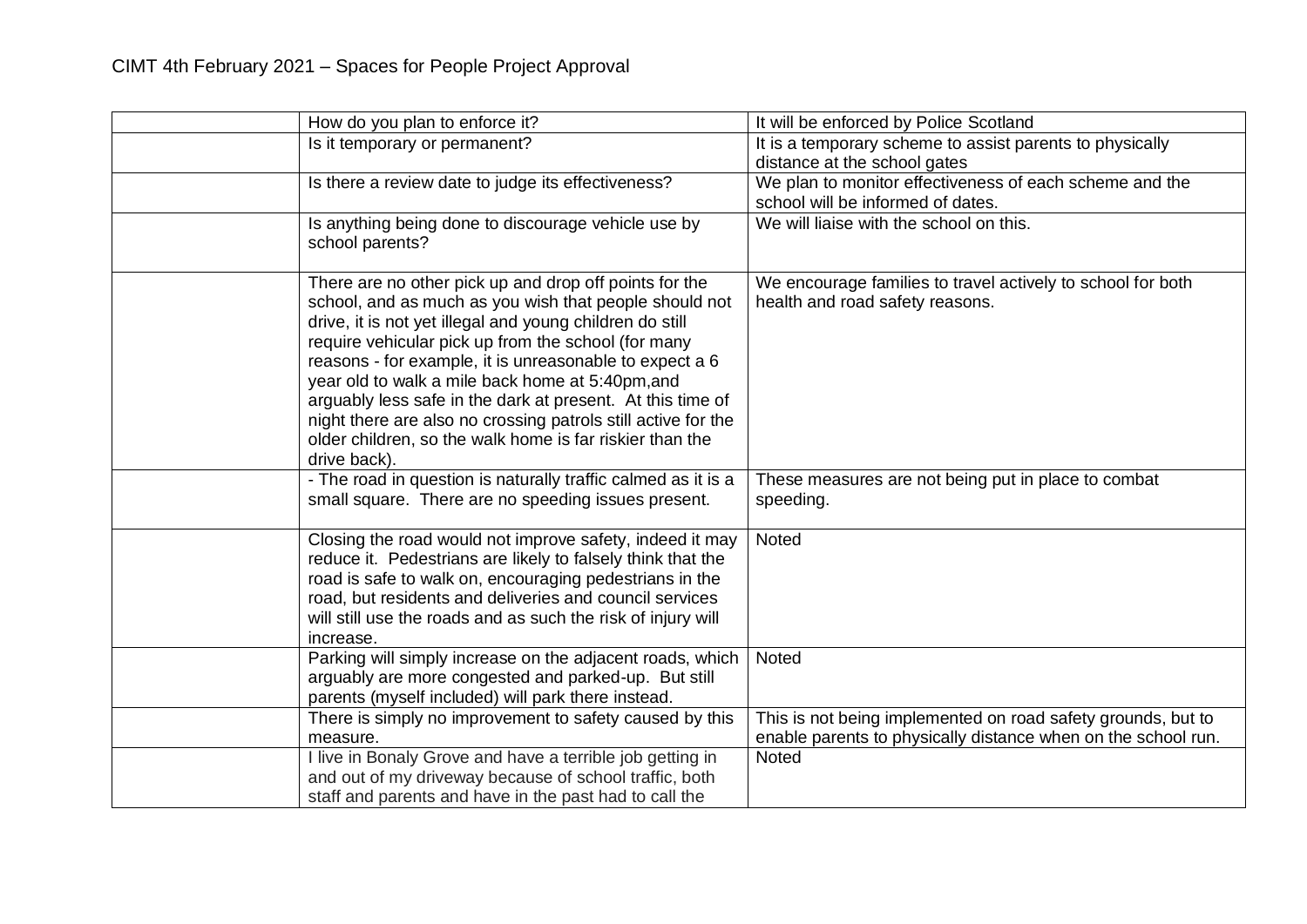CIMT 4th February 2021 – Spaces for People Project Approval

| | | |
|---|---|---|
| | How do you plan to enforce it? | It will be enforced by Police Scotland |
| | Is it temporary or permanent? | It is a temporary scheme to assist parents to physically distance at the school gates |
| | Is there a review date to judge its effectiveness? | We plan to monitor effectiveness of each scheme and the school will be informed of dates. |
| | Is anything being done to discourage vehicle use by school parents? | We will liaise with the school on this. |
| | There are no other pick up and drop off points for the school, and as much as you wish that people should not drive, it is not yet illegal and young children do still require vehicular pick up from the school (for many reasons - for example, it is unreasonable to expect a 6 year old to walk a mile back home at 5:40pm,and arguably less safe in the dark at present. At this time of night there are also no crossing patrols still active for the older children, so the walk home is far riskier than the drive back). | We encourage families to travel actively to school for both health and road safety reasons. |
| | - The road in question is naturally traffic calmed as it is a small square. There are no speeding issues present. | These measures are not being put in place to combat speeding. |
| | Closing the road would not improve safety, indeed it may reduce it. Pedestrians are likely to falsely think that the road is safe to walk on, encouraging pedestrians in the road, but residents and deliveries and council services will still use the roads and as such the risk of injury will increase. | Noted |
| | Parking will simply increase on the adjacent roads, which arguably are more congested and parked-up. But still parents (myself included) will park there instead. | Noted |
| | There is simply no improvement to safety caused by this measure. | This is not being implemented on road safety grounds, but to enable parents to physically distance when on the school run. |
| | I live in Bonaly Grove and have a terrible job getting in and out of my driveway because of school traffic, both staff and parents and have in the past had to call the | Noted |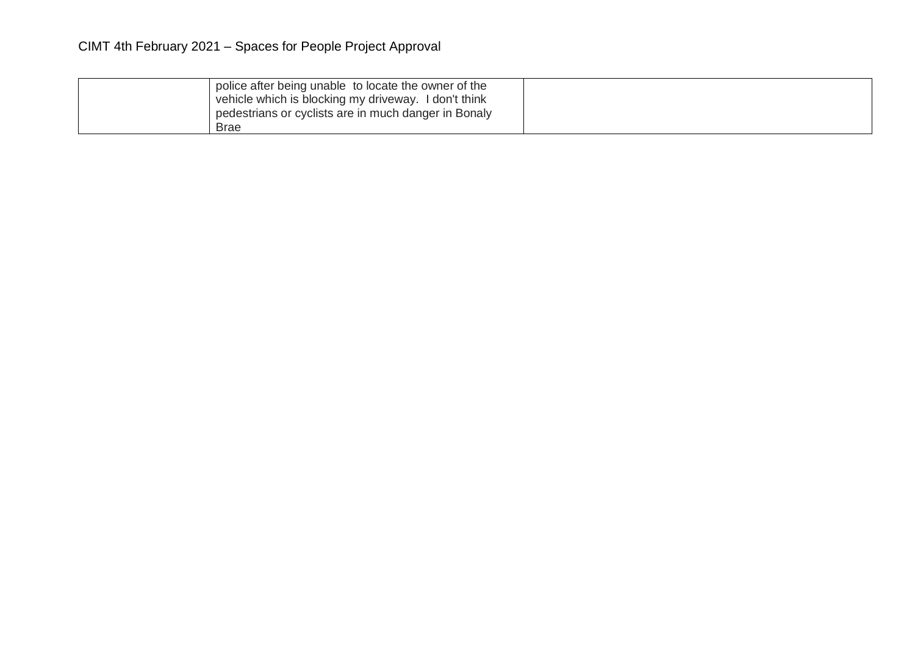| | | |
|---|---|---|
| | police after being unable to locate the owner of the vehicle which is blocking my driveway. I don't think pedestrians or cyclists are in much danger in Bonaly Brae | |